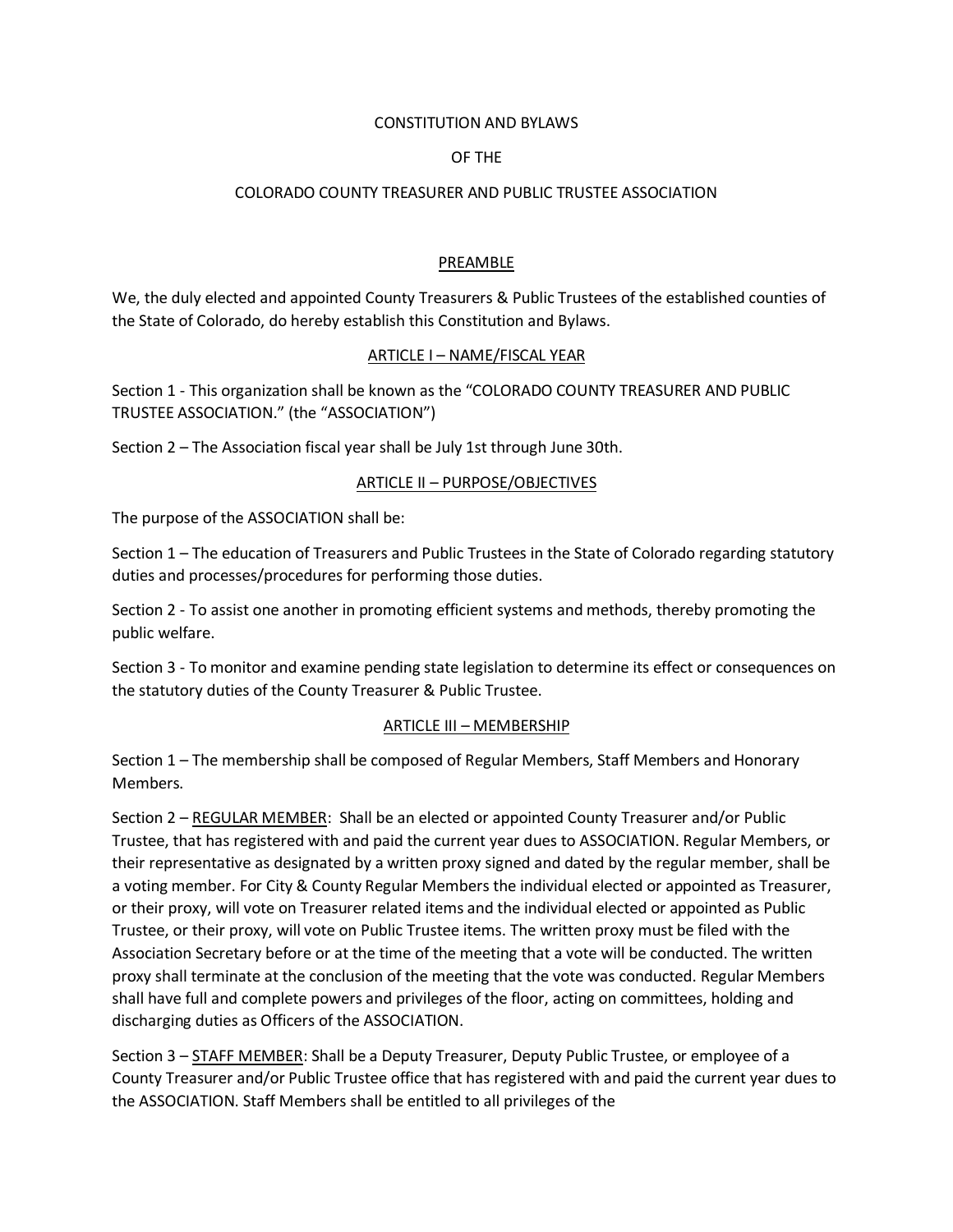# CONSTITUTION AND BYLAWS

# OF THE

# COLORADO COUNTY TREASURER AND PUBLIC TRUSTEE ASSOCIATION

## PREAMBLE

We, the duly elected and appointed County Treasurers & Public Trustees of the established counties of the State of Colorado, do hereby establish this Constitution and Bylaws.

## ARTICLE I – NAME/FISCAL YEAR

Section 1 - This organization shall be known as the "COLORADO COUNTY TREASURER AND PUBLIC TRUSTEE ASSOCIATION." (the "ASSOCIATION")

Section 2 – The Association fiscal year shall be July 1st through June 30th.

## ARTICLE II – PURPOSE/OBJECTIVES

The purpose of the ASSOCIATION shall be:

Section 1 – The education of Treasurers and Public Trustees in the State of Colorado regarding statutory duties and processes/procedures for performing those duties.

Section 2 - To assist one another in promoting efficient systems and methods, thereby promoting the public welfare.

Section 3 - To monitor and examine pending state legislation to determine its effect or consequences on the statutory duties of the County Treasurer & Public Trustee.

## ARTICLE III – MEMBERSHIP

Section 1 – The membership shall be composed of Regular Members, Staff Members and Honorary Members.

Section 2 – REGULAR MEMBER: Shall be an elected or appointed County Treasurer and/or Public Trustee, that has registered with and paid the current year dues to ASSOCIATION. Regular Members, or their representative as designated by a written proxy signed and dated by the regular member, shall be a voting member. For City & County Regular Members the individual elected or appointed as Treasurer, or their proxy, will vote on Treasurer related items and the individual elected or appointed as Public Trustee, or their proxy, will vote on Public Trustee items. The written proxy must be filed with the Association Secretary before or at the time of the meeting that a vote will be conducted. The written proxy shall terminate at the conclusion of the meeting that the vote was conducted. Regular Members shall have full and complete powers and privileges of the floor, acting on committees, holding and discharging duties as Officers of the ASSOCIATION.

Section 3 – STAFF MEMBER: Shall be a Deputy Treasurer, Deputy Public Trustee, or employee of a County Treasurer and/or Public Trustee office that has registered with and paid the current year dues to the ASSOCIATION. Staff Members shall be entitled to all privileges of the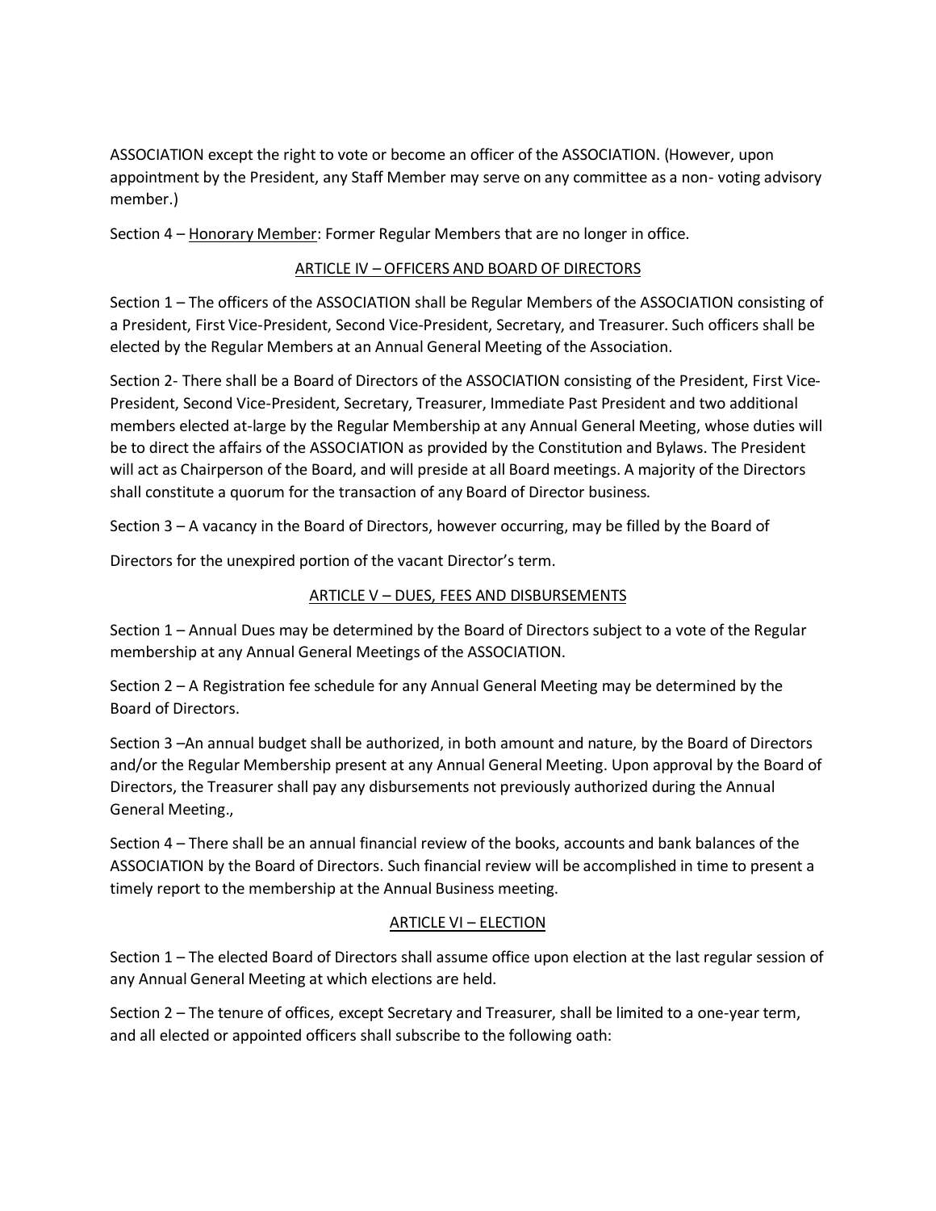ASSOCIATION except the right to vote or become an officer of the ASSOCIATION. (However, upon appointment by the President, any Staff Member may serve on any committee as a non- voting advisory member.)

Section 4 – <u>Honorary Member</u>: Former Regular Members that are no longer in office.

## ARTICLE IV – OFFICERS AND BOARD OF DIRECTORS

Section 1 – The officers of the ASSOCIATION shall be Regular Members of the ASSOCIATION consisting of a President, First Vice-President, Second Vice-President, Secretary, and Treasurer. Such officers shall be elected by the Regular Members at an Annual General Meeting of the Association.

Section 2- There shall be a Board of Directors of the ASSOCIATION consisting of the President, First Vice-President, Second Vice-President, Secretary, Treasurer, Immediate Past President and two additional members elected at-large by the Regular Membership at any Annual General Meeting, whose duties will be to direct the affairs of the ASSOCIATION as provided by the Constitution and Bylaws. The President will act as Chairperson of the Board, and will preside at all Board meetings. A majority of the Directors shall constitute a quorum for the transaction of any Board of Director business.

Section 3 – A vacancy in the Board of Directors, however occurring, may be filled by the Board of

Directors for the unexpired portion of the vacant Director's term.

## ARTICLE V – DUES, FEES AND DISBURSEMENTS

Section 1 – Annual Dues may be determined by the Board of Directors subject to a vote of the Regular membership at any Annual General Meetings of the ASSOCIATION.

Section 2 – A Registration fee schedule for any Annual General Meeting may be determined by the Board of Directors.

Section 3 –An annual budget shall be authorized, in both amount and nature, by the Board of Directors and/or the Regular Membership present at any Annual General Meeting. Upon approval by the Board of Directors, the Treasurer shall pay any disbursements not previously authorized during the Annual General Meeting.,

Section 4 – There shall be an annual financial review of the books, accounts and bank balances of the ASSOCIATION by the Board of Directors. Such financial review will be accomplished in time to present a timely report to the membership at the Annual Business meeting.

## ARTICLE VI – ELECTION

Section 1 – The elected Board of Directors shall assume office upon election at the last regular session of any Annual General Meeting at which elections are held.

Section 2 – The tenure of offices, except Secretary and Treasurer, shall be limited to a one-year term, and all elected or appointed officers shall subscribe to the following oath: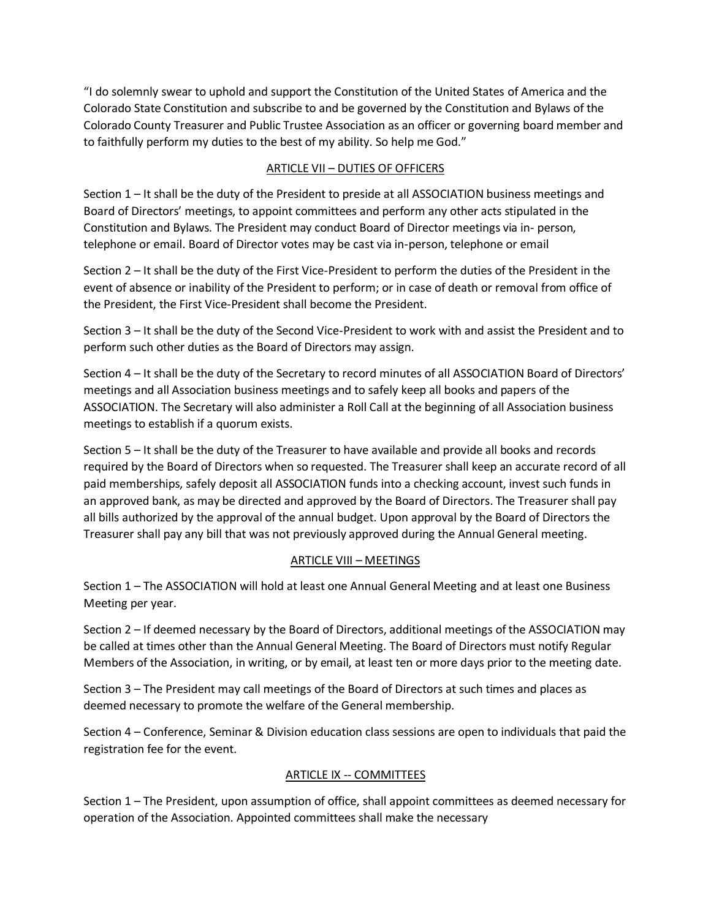"I do solemnly swear to uphold and support the Constitution of the United States of America and the Colorado State Constitution and subscribe to and be governed by the Constitution and Bylaws of the Colorado County Treasurer and Public Trustee Association as an officer or governing board member and to faithfully perform my duties to the best of my ability. So help me God."

## ARTICLE VII – DUTIES OF OFFICERS

Section 1 – It shall be the duty of the President to preside at all ASSOCIATION business meetings and Board of Directors' meetings, to appoint committees and perform any other acts stipulated in the Constitution and Bylaws. The President may conduct Board of Director meetings via in- person, telephone or email. Board of Director votes may be cast via in-person, telephone or email

Section 2 – It shall be the duty of the First Vice-President to perform the duties of the President in the event of absence or inability of the President to perform; or in case of death or removal from office of the President, the First Vice-President shall become the President.

Section 3 – It shall be the duty of the Second Vice-President to work with and assist the President and to perform such other duties as the Board of Directors may assign.

Section 4 – It shall be the duty of the Secretary to record minutes of all ASSOCIATION Board of Directors' meetings and all Association business meetings and to safely keep all books and papers of the ASSOCIATION. The Secretary will also administer a Roll Call at the beginning of all Association business meetings to establish if a quorum exists.

Section 5 – It shall be the duty of the Treasurer to have available and provide all books and records required by the Board of Directors when so requested. The Treasurer shall keep an accurate record of all paid memberships, safely deposit all ASSOCIATION funds into a checking account, invest such funds in an approved bank, as may be directed and approved by the Board of Directors. The Treasurer shall pay all bills authorized by the approval of the annual budget. Upon approval by the Board of Directors the Treasurer shall pay any bill that was not previously approved during the Annual General meeting.

## ARTICLE VIII – MEETINGS

Section 1 – The ASSOCIATION will hold at least one Annual General Meeting and at least one Business Meeting per year.

Section 2 – If deemed necessary by the Board of Directors, additional meetings of the ASSOCIATION may be called at times other than the Annual General Meeting. The Board of Directors must notify Regular Members of the Association, in writing, or by email, at least ten or more days prior to the meeting date.

Section 3 – The President may call meetings of the Board of Directors at such times and places as deemed necessary to promote the welfare of the General membership.

Section 4 – Conference, Seminar & Division education class sessions are open to individuals that paid the registration fee for the event.

## ARTICLE IX -- COMMITTEES

Section 1 – The President, upon assumption of office, shall appoint committees as deemed necessary for operation of the Association. Appointed committees shall make the necessary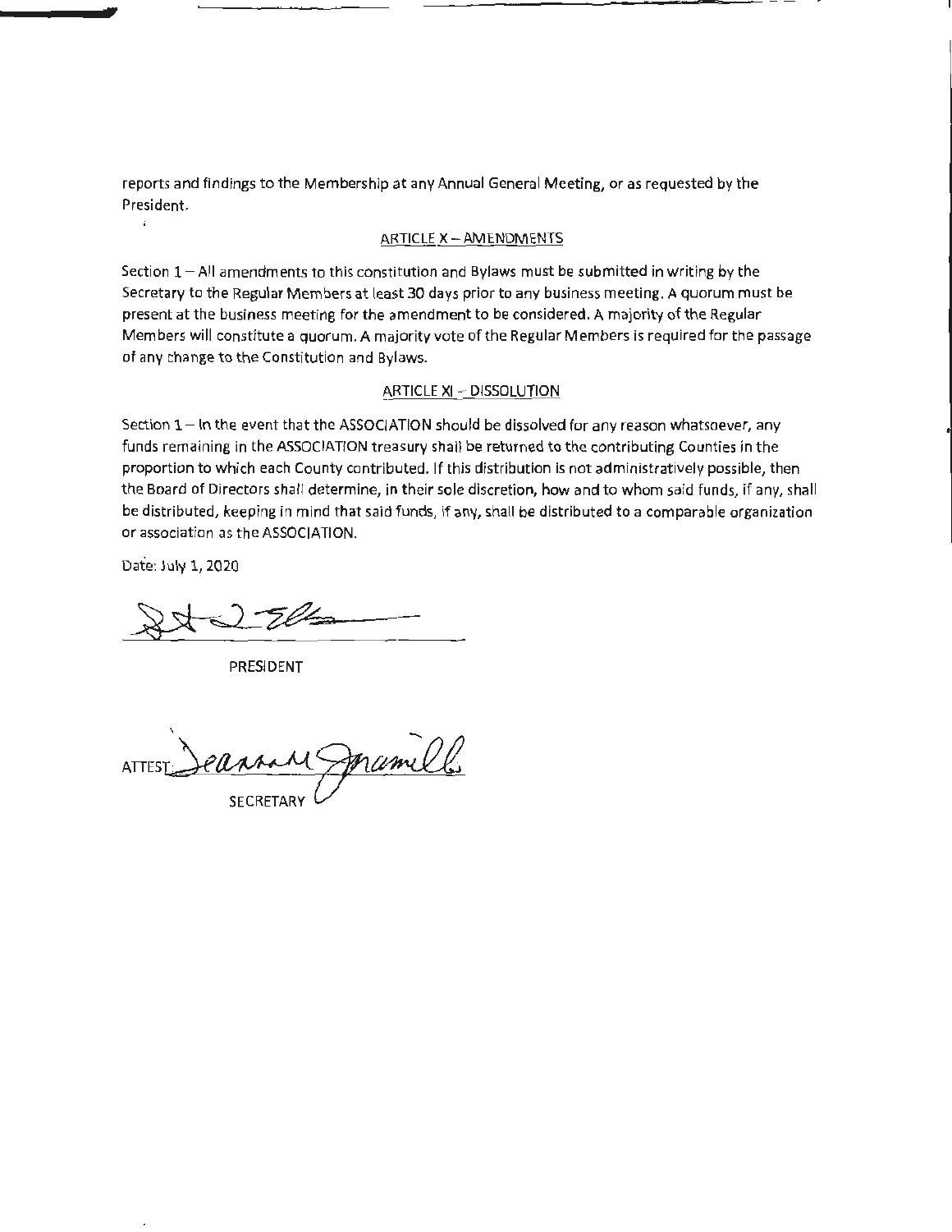reports and findings to the Membership at any Annual General Meeting, or as requested by the President.

## ARTICLE X – AMENDMENTS

Section 1 – All amendments to this constitution and Bylaws must be submitted in writing by the Secretary to the Regular Members at least 30 days prior to any business meeting. A quorum must be present at the business meeting for the amendment to be considered. A majority of the Regular Members will constitute a quorum. A majority vote of the Regular Members is required for the passage of any change to the Constitution and Bylaws.

## ARTICLE XI – DISSOLUTION

Section 1 – In the event that the ASSOCIATION should be dissolved for any reason whatsoever, any funds remaining in the ASSOCIATION treasury shall be returned to the contributing Counties in the proportion to which each County contributed. If this distribution is not administratively possible, then the Board of Directors shall determine, in their sole discretion, how and to whom said funds, if any, shall be distributed, keeping in mind that said funds, if any, shall be distributed to a comparable organization or association as the ASSOCIATION.

Date: July 1, 2020

PRESIDENT

ATTEST: Jeannam Jaramillo
SECRETARY